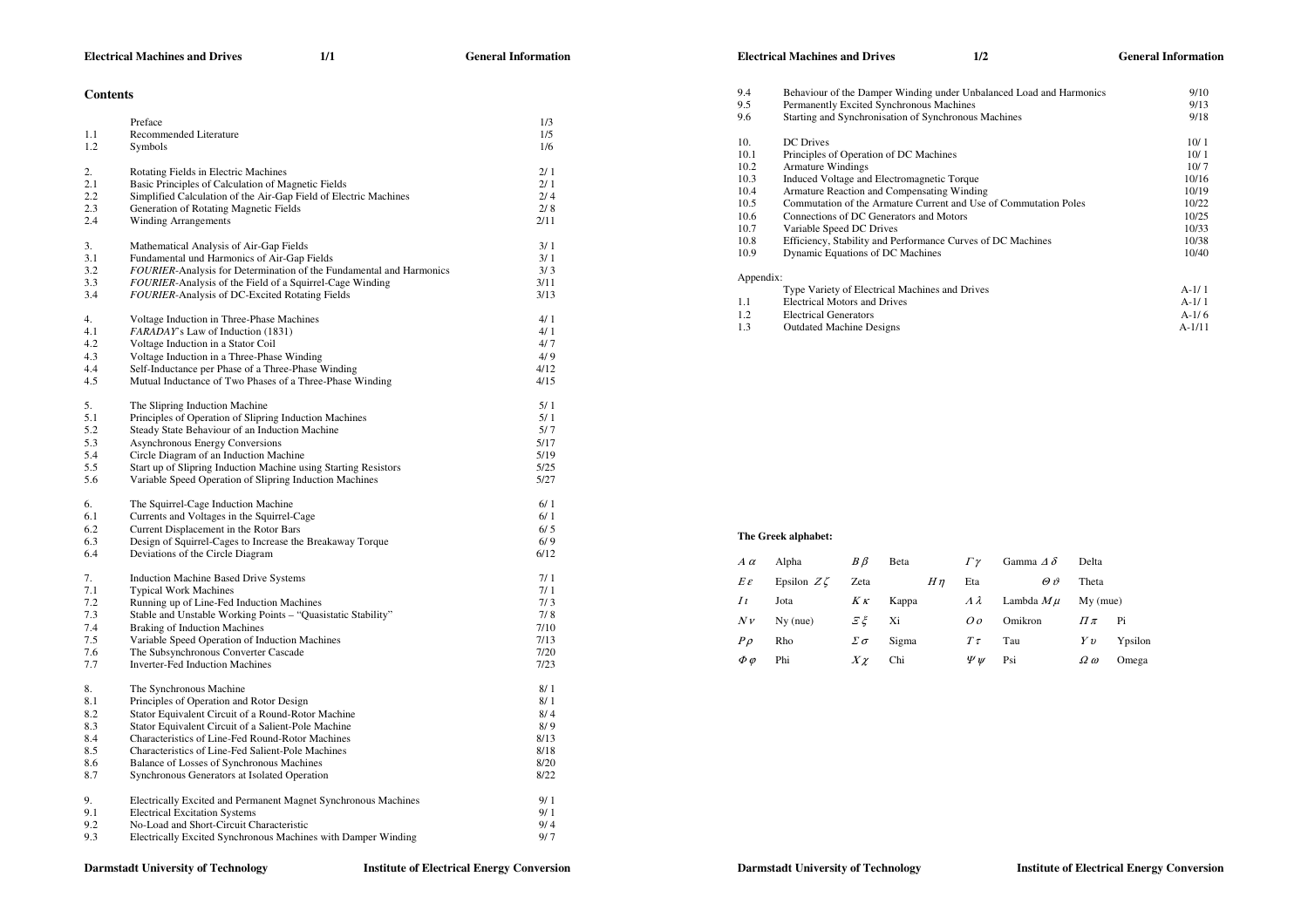## Contents

| | | |
|---|---|---|
| | Preface | 1/3 |
| 1.1 | Recommended Literature | 1/5 |
| 1.2 | Symbols | 1/6 |
| 2. | Rotating Fields in Electric Machines | 2/ 1 |
| 2.1 | Basic Principles of Calculation of Magnetic Fields | 2/ 1 |
| 2.2 | Simplified Calculation of the Air-Gap Field of Electric Machines | 2/ 4 |
| 2.3 | Generation of Rotating Magnetic Fields | 2/ 8 |
| 2.4 | Winding Arrangements | 2/11 |
| 3. | Mathematical Analysis of Air-Gap Fields | 3/ 1 |
| 3.1 | Fundamental und Harmonics of Air-Gap Fields | 3/ 1 |
| 3.2 | *FOURIER*-Analysis for Determination of the Fundamental and Harmonics | 3/ 3 |
| 3.3 | *FOURIER*-Analysis of the Field of a Squirrel-Cage Winding | 3/11 |
| 3.4 | *FOURIER*-Analysis of DC-Excited Rotating Fields | 3/13 |
| 4. | Voltage Induction in Three-Phase Machines | 4/ 1 |
| 4.1 | *FARADAY*'s Law of Induction (1831) | 4/ 1 |
| 4.2 | Voltage Induction in a Stator Coil | 4/ 7 |
| 4.3 | Voltage Induction in a Three-Phase Winding | 4/ 9 |
| 4.4 | Self-Inductance per Phase of a Three-Phase Winding | 4/12 |
| 4.5 | Mutual Inductance of Two Phases of a Three-Phase Winding | 4/15 |
| 5. | The Slipring Induction Machine | 5/ 1 |
| 5.1 | Principles of Operation of Slipring Induction Machines | 5/ 1 |
| 5.2 | Steady State Behaviour of an Induction Machine | 5/ 7 |
| 5.3 | Asynchronous Energy Conversions | 5/17 |
| 5.4 | Circle Diagram of an Induction Machine | 5/19 |
| 5.5 | Start up of Slipring Induction Machine using Starting Resistors | 5/25 |
| 5.6 | Variable Speed Operation of Slipring Induction Machines | 5/27 |
| 6. | The Squirrel-Cage Induction Machine | 6/ 1 |
| 6.1 | Currents and Voltages in the Squirrel-Cage | 6/ 1 |
| 6.2 | Current Displacement in the Rotor Bars | 6/ 5 |
| 6.3 | Design of Squirrel-Cages to Increase the Breakaway Torque | 6/ 9 |
| 6.4 | Deviations of the Circle Diagram | 6/12 |
| 7. | Induction Machine Based Drive Systems | 7/ 1 |
| 7.1 | Typical Work Machines | 7/ 1 |
| 7.2 | Running up of Line-Fed Induction Machines | 7/ 3 |
| 7.3 | Stable and Unstable Working Points – "Quasistatic Stability" | 7/ 8 |
| 7.4 | Braking of Induction Machines | 7/10 |
| 7.5 | Variable Speed Operation of Induction Machines | 7/13 |
| 7.6 | The Subsynchronous Converter Cascade | 7/20 |
| 7.7 | Inverter-Fed Induction Machines | 7/23 |
| 8. | The Synchronous Machine | 8/ 1 |
| 8.1 | Principles of Operation and Rotor Design | 8/ 1 |
| 8.2 | Stator Equivalent Circuit of a Round-Rotor Machine | 8/ 4 |
| 8.3 | Stator Equivalent Circuit of a Salient-Pole Machine | 8/ 9 |
| 8.4 | Characteristics of Line-Fed Round-Rotor Machines | 8/13 |
| 8.5 | Characteristics of Line-Fed Salient-Pole Machines | 8/18 |
| 8.6 | Balance of Losses of Synchronous Machines | 8/20 |
| 8.7 | Synchronous Generators at Isolated Operation | 8/22 |
| 9. | Electrically Excited and Permanent Magnet Synchronous Machines | 9/ 1 |
| 9.1 | Electrical Excitation Systems | 9/ 1 |
| 9.2 | No-Load and Short-Circuit Characteristic | 9/ 4 |
| 9.3 | Electrically Excited Synchronous Machines with Damper Winding | 9/ 7 |
| 9.4 | Behaviour of the Damper Winding under Unbalanced Load and Harmonics | 9/10 |
| 9.5 | Permanently Excited Synchronous Machines | 9/13 |
| 9.6 | Starting and Synchronisation of Synchronous Machines | 9/18 |
| 10. | DC Drives | 10/ 1 |
| 10.1 | Principles of Operation of DC Machines | 10/ 1 |
| 10.2 | Armature Windings | 10/ 7 |
| 10.3 | Induced Voltage and Electromagnetic Torque | 10/16 |
| 10.4 | Armature Reaction and Compensating Winding | 10/19 |
| 10.5 | Commutation of the Armature Current and Use of Commutation Poles | 10/22 |
| 10.6 | Connections of DC Generators and Motors | 10/25 |
| 10.7 | Variable Speed DC Drives | 10/33 |
| 10.8 | Efficiency, Stability and Performance Curves of DC Machines | 10/38 |
| 10.9 | Dynamic Equations of DC Machines | 10/40 |
| Appendix: | | |
| | Type Variety of Electrical Machines and Drives | A-1/ 1 |
| 1.1 | Electrical Motors and Drives | A-1/ 1 |
| 1.2 | Electrical Generators | A-1/ 6 |
| 1.3 | Outdated Machine Designs | A-1/11 |

**The Greek alphabet:**

| | | | | | | | |
|---|---|---|---|---|---|---|---|
| $A\ \alpha$ | Alpha | $B\ \beta$ | Beta | $\Gamma\ \gamma$ | Gamma | $\Delta\ \delta$ | Delta |
| $E\ \varepsilon$ | Epsilon | $Z\ \zeta$ | Zeta | $H\ \eta$ | Eta | $\Theta\ \vartheta$ | Theta |
| $I\ \iota$ | Jota | $K\ \kappa$ | Kappa | $\Lambda\ \lambda$ | Lambda | $M\ \mu$ | My (mue) |
| $N\ \nu$ | Ny (nue) | $\Xi\ \xi$ | Xi | $O\ o$ | Omikron | $\Pi\ \pi$ | Pi |
| $P\ \rho$ | Rho | $\Sigma\ \sigma$ | Sigma | $T\ \tau$ | Tau | $Y\ \upsilon$ | Ypsilon |
| $\Phi\ \varphi$ | Phi | $X\ \chi$ | Chi | $\Psi\ \psi$ | Psi | $\Omega\ \omega$ | Omega |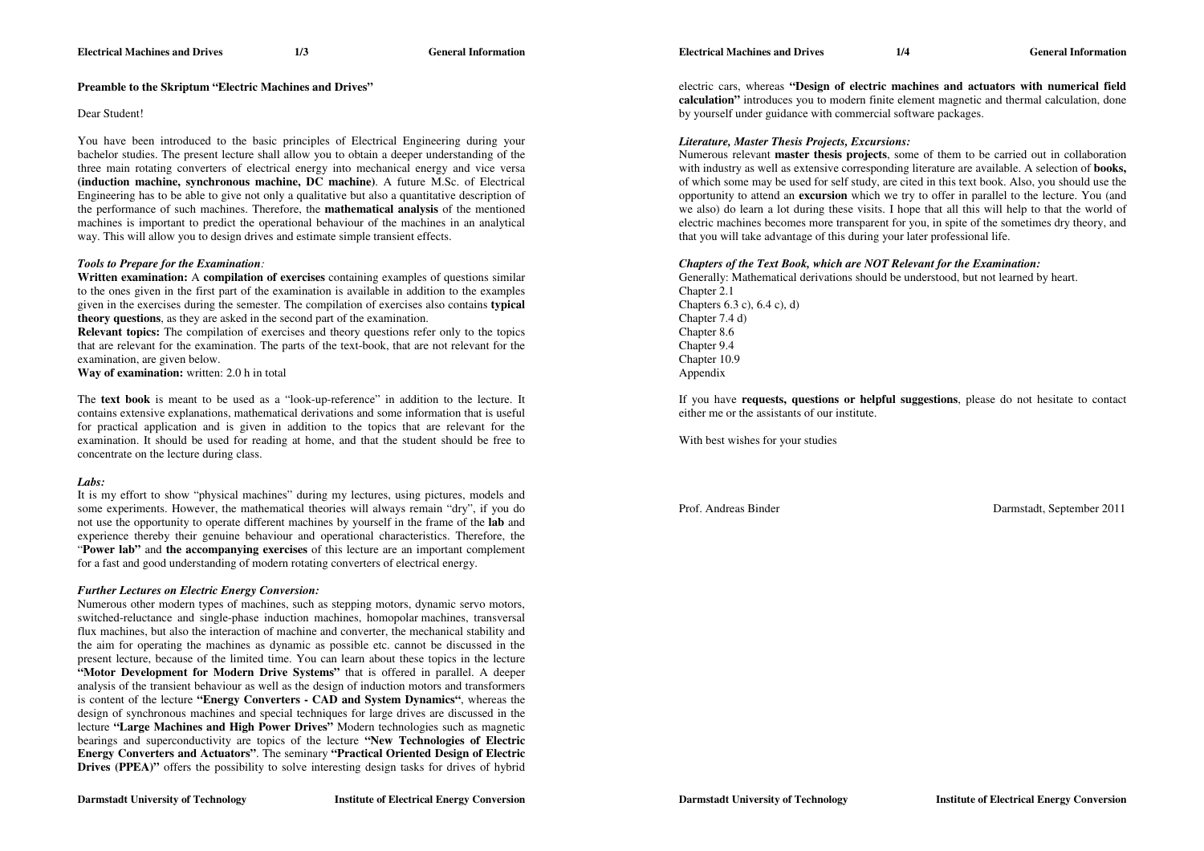**Preamble to the Skriptum "Electric Machines and Drives"**

Dear Student!

You have been introduced to the basic principles of Electrical Engineering during your bachelor studies. The present lecture shall allow you to obtain a deeper understanding of the three main rotating converters of electrical energy into mechanical energy and vice versa **(induction machine, synchronous machine, DC machine)**. A future M.Sc. of Electrical Engineering has to be able to give not only a qualitative but also a quantitative description of the performance of such machines. Therefore, the **mathematical analysis** of the mentioned machines is important to predict the operational behaviour of the machines in an analytical way. This will allow you to design drives and estimate simple transient effects.

***Tools to Prepare for the Examination:***

**Written examination:** A **compilation of exercises** containing examples of questions similar to the ones given in the first part of the examination is available in addition to the examples given in the exercises during the semester. The compilation of exercises also contains **typical theory questions**, as they are asked in the second part of the examination.

**Relevant topics:** The compilation of exercises and theory questions refer only to the topics that are relevant for the examination. The parts of the text-book, that are not relevant for the examination, are given below.

**Way of examination:** written: 2.0 h in total

The **text book** is meant to be used as a "look-up-reference" in addition to the lecture. It contains extensive explanations, mathematical derivations and some information that is useful for practical application and is given in addition to the topics that are relevant for the examination. It should be used for reading at home, and that the student should be free to concentrate on the lecture during class.

***Labs:***

It is my effort to show "physical machines" during my lectures, using pictures, models and some experiments. However, the mathematical theories will always remain "dry", if you do not use the opportunity to operate different machines by yourself in the frame of the **lab** and experience thereby their genuine behaviour and operational characteristics. Therefore, the "**Power lab**" and **the accompanying exercises** of this lecture are an important complement for a fast and good understanding of modern rotating converters of electrical energy.

***Further Lectures on Electric Energy Conversion:***

Numerous other modern types of machines, such as stepping motors, dynamic servo motors, switched-reluctance and single-phase induction machines, homopolar machines, transversal flux machines, but also the interaction of machine and converter, the mechanical stability and the aim for operating the machines as dynamic as possible etc. cannot be discussed in the present lecture, because of the limited time. You can learn about these topics in the lecture **"Motor Development for Modern Drive Systems"** that is offered in parallel. A deeper analysis of the transient behaviour as well as the design of induction motors and transformers is content of the lecture **"Energy Converters - CAD and System Dynamics"**, whereas the design of synchronous machines and special techniques for large drives are discussed in the lecture **"Large Machines and High Power Drives"** Modern technologies such as magnetic bearings and superconductivity are topics of the lecture **"New Technologies of Electric Energy Converters and Actuators"**. The seminary **"Practical Oriented Design of Electric Drives (PPEA)"** offers the possibility to solve interesting design tasks for drives of hybrid electric cars, whereas **"Design of electric machines and actuators with numerical field calculation"** introduces you to modern finite element magnetic and thermal calculation, done by yourself under guidance with commercial software packages.

***Literature, Master Thesis Projects, Excursions:***

Numerous relevant **master thesis projects**, some of them to be carried out in collaboration with industry as well as extensive corresponding literature are available. A selection of **books,** of which some may be used for self study, are cited in this text book. Also, you should use the opportunity to attend an **excursion** which we try to offer in parallel to the lecture. You (and we also) do learn a lot during these visits. I hope that all this will help to that the world of electric machines becomes more transparent for you, in spite of the sometimes dry theory, and that you will take advantage of this during your later professional life.

***Chapters of the Text Book, which are NOT Relevant for the Examination:***

Generally: Mathematical derivations should be understood, but not learned by heart.
Chapter 2.1
Chapters 6.3 c), 6.4 c), d)
Chapter 7.4 d)
Chapter 8.6
Chapter 9.4
Chapter 10.9
Appendix

If you have **requests, questions or helpful suggestions**, please do not hesitate to contact either me or the assistants of our institute.

With best wishes for your studies

Prof. Andreas Binder

Darmstadt, September 2011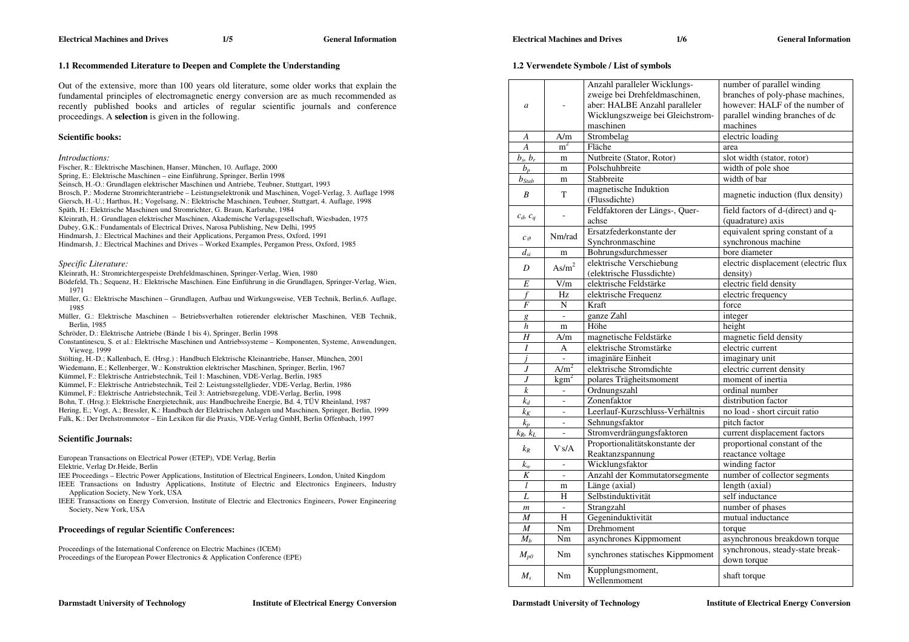## 1.1 Recommended Literature to Deepen and Complete the Understanding

Out of the extensive, more than 100 years old literature, some older works that explain the fundamental principles of electromagnetic energy conversion are as much recommended as recently published books and articles of regular scientific journals and conference proceedings. A **selection** is given in the following.

### Scientific books:

*Introductions:*

Fischer, R.: Elektrische Maschinen, Hanser, München, 10. Auflage, 2000
Spring, E.: Elektrische Maschinen – eine Einführung, Springer, Berlin 1998
Seinsch, H.-O.: Grundlagen elektrischer Maschinen und Antriebe, Teubner, Stuttgart, 1993
Brosch, P.: Moderne Stromrichterantriebe – Leistungselektronik und Maschinen, Vogel-Verlag, 3. Auflage 1998
Giersch, H.-U.; Harthus, H.; Vogelsang, N.: Elektrische Maschinen, Teubner, Stuttgart, 4. Auflage, 1998
Späth, H.: Elektrische Maschinen und Stromrichter, G. Braun, Karlsruhe, 1984
Kleinrath, H.: Grundlagen elektrischer Maschinen, Akademische Verlagsgesellschaft, Wiesbaden, 1975
Dubey, G.K.: Fundamentals of Electrical Drives, Narosa Publishing, New Delhi, 1995
Hindmarsh, J.: Electrical Machines and their Applications, Pergamon Press, Oxford, 1991
Hindmarsh, J.: Electrical Machines and Drives – Worked Examples, Pergamon Press, Oxford, 1985

*Specific Literature:*

Kleinrath, H.: Stromrichtergespeiste Drehfeldmaschinen, Springer-Verlag, Wien, 1980
Bödefeld, Th.; Sequenz, H.: Elektrische Maschinen. Eine Einführung in die Grundlagen, Springer-Verlag, Wien, 1971
Müller, G.: Elektrische Maschinen – Grundlagen, Aufbau und Wirkungsweise, VEB Technik, Berlin,6. Auflage, 1985
Müller, G.: Elektrische Maschinen – Betriebsverhalten rotierender elektrischer Maschinen, VEB Technik, Berlin, 1985
Schröder, D.: Elektrische Antriebe (Bände 1 bis 4), Springer, Berlin 1998
Constantinescu, S. et al.: Elektrische Maschinen und Antriebssysteme – Komponenten, Systeme, Anwendungen, Vieweg, 1999
Stölting, H.-D.; Kallenbach, E. (Hrsg.) : Handbuch Elektrische Kleinantriebe, Hanser, München, 2001
Wiedemann, E.; Kellenberger, W.: Konstruktion elektrischer Maschinen, Springer, Berlin, 1967
Kümmel, F.: Elektrische Antriebstechnik, Teil 1: Maschinen, VDE-Verlag, Berlin, 1985
Kümmel, F.: Elektrische Antriebstechnik, Teil 2: Leistungsstellglieder, VDE-Verlag, Berlin, 1986
Kümmel, F.: Elektrische Antriebstechnik, Teil 3: Antriebsregelung, VDE-Verlag, Berlin, 1998
Bohn, T. (Hrsg.): Elektrische Energietechnik, aus: Handbuchreihe Energie, Bd. 4, TÜV Rheinland, 1987
Hering, E.; Vogt, A.; Bressler, K.: Handbuch der Elektrischen Anlagen und Maschinen, Springer, Berlin, 1999
Falk, K.: Der Drehstrommotor – Ein Lexikon für die Praxis, VDE-Verlag GmbH, Berlin Offenbach, 1997

### Scientific Journals:

European Transactions on Electrical Power (ETEP), VDE Verlag, Berlin
Elektrie, Verlag Dr.Heide, Berlin
IEE Proceedings – Electric Power Applications, Institution of Electrical Engineers, London, United Kingdom
IEEE Transactions on Industry Applications, Institute of Electric and Electronics Engineers, Industry Application Society, New York, USA
IEEE Transactions on Energy Conversion, Institute of Electric and Electronics Engineers, Power Engineering Society, New York, USA

### Proceedings of regular Scientific Conferences:

Proceedings of the International Conference on Electric Machines (ICEM)
Proceedings of the European Power Electronics & Application Conference (EPE)

## 1.2 Verwendete Symbole / List of symbols

| Symbol | Unit | Deutsch | English |
|---|---|---|---|
| $a$ | - | Anzahl paralleler Wicklungszweige bei Drehfeldmaschinen, aber: HALBE Anzahl paralleler Wicklungszweige bei Gleichstrommaschinen | number of parallel winding branches of poly-phase machines, however: HALF of the number of parallel winding branches of dc machines |
| $A$ | A/m | Strombelag | electric loading |
| $A$ | $m^2$ | Fläche | area |
| $b_s$, $b_r$ | m | Nutbreite (Stator, Rotor) | slot width (stator, rotor) |
| $b_p$ | m | Polschuhbreite | width of pole shoe |
| $b_{Stab}$ | m | Stabbreite | width of bar |
| $B$ | T | magnetische Induktion (Flussdichte) | magnetic induction (flux density) |
| $c_d$, $c_q$ | - | Feldfaktoren der Längs-, Querachse | field factors of d-(direct) and q-(quadrature) axis |
| $c_\vartheta$ | Nm/rad | Ersatzfederkonstante der Synchronmaschine | equivalent spring constant of a synchronous machine |
| $d_{si}$ | m | Bohrungsdurchmesser | bore diameter |
| $D$ | $As/m^2$ | elektrische Verschiebung (elektrische Flussdichte) | electric displacement (electric flux density) |
| $E$ | V/m | elektrische Feldstärke | electric field density |
| $f$ | Hz | elektrische Frequenz | electric frequency |
| $F$ | N | Kraft | force |
| $g$ | - | ganze Zahl | integer |
| $h$ | m | Höhe | height |
| $H$ | A/m | magnetische Feldstärke | magnetic field density |
| $I$ | A | elektrische Stromstärke | electric current |
| $j$ | - | imaginäre Einheit | imaginary unit |
| $J$ | $A/m^2$ | elektrische Stromdichte | electric current density |
| $J$ | $kgm^2$ | polares Trägheitsmoment | moment of inertia |
| $k$ | - | Ordnungszahl | ordinal number |
| $k_d$ | - | Zonenfaktor | distribution factor |
| $k_K$ | - | Leerlauf-Kurzschluss-Verhältnis | no load - short circuit ratio |
| $k_p$ | - | Sehnungsfaktor | pitch factor |
| $k_R$, $k_L$ | - | Stromverdrängungsfaktoren | current displacement factors |
| $k_R$ | V·s/A | Proportionalitätskonstante der Reaktanzspannung | proportional constant of the reactance voltage |
| $k_w$ | - | Wicklungsfaktor | winding factor |
| $K$ | - | Anzahl der Kommutatorsegmente | number of collector segments |
| $l$ | m | Länge (axial) | length (axial) |
| $L$ | H | Selbstinduktivität | self inductance |
| $m$ | - | Strangzahl | number of phases |
| $M$ | H | Gegeninduktivität | mutual inductance |
| $M$ | Nm | Drehmoment | torque |
| $M_b$ | Nm | asynchrones Kippmoment | asynchronous breakdown torque |
| $M_{p0}$ | Nm | synchrones statisches Kippmoment | synchronous, steady-state breakdown torque |
| $M_s$ | Nm | Kupplungsmoment, Wellenmoment | shaft torque |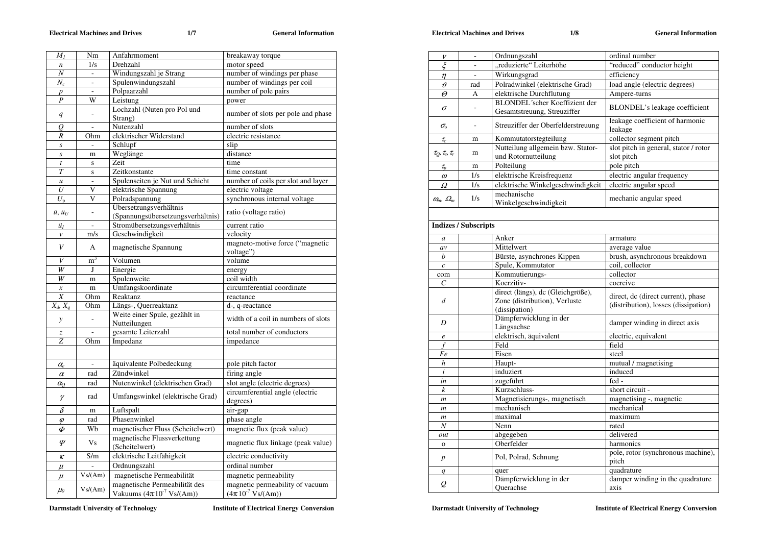| | | | |
|---|---|---|---|
| $M_1$ | Nm | Anfahrmoment | breakaway torque |
| $n$ | 1/s | Drehzahl | motor speed |
| $N$ | - | Windungszahl je Strang | number of windings per phase |
| $N_c$ | - | Spulenwindungszahl | number of windings per coil |
| $p$ | - | Polpaarzahl | number of pole pairs |
| $P$ | W | Leistung | power |
| $q$ | - | Lochzahl (Nuten pro Pol und Strang) | number of slots per pole and phase |
| $Q$ | - | Nutenzahl | number of slots |
| $R$ | Ohm | elektrischer Widerstand | electric resistance |
| $s$ | - | Schlupf | slip |
| $s$ | m | Weglänge | distance |
| $t$ | s | Zeit | time |
| $T$ | s | Zeitkonstante | time constant |
| $u$ | - | Spulenseiten je Nut und Schicht | number of coils per slot and layer |
| $U$ | V | elektrische Spannung | electric voltage |
| $U_p$ | V | Polradspannung | synchronous internal voltage |
| $ü$, $ü_U$ | - | Übersetzungsverhältnis (Spannungsübersetzungsverhältnis) | ratio (voltage ratio) |
| $ü_I$ | - | Stromübersetzungsverhältnis | current ratio |
| $v$ | m/s | Geschwindigkeit | velocity |
| $V$ | A | magnetische Spannung | magneto-motive force ("magnetic voltage") |
| $V$ | $m^3$ | Volumen | volume |
| $W$ | J | Energie | energy |
| $W$ | m | Spulenweite | coil width |
| $x$ | m | Umfangskoordinate | circumferential coordinate |
| $X$ | Ohm | Reaktanz | reactance |
| $X_d$, $X_q$ | Ohm | Längs-, Querreaktanz | d-, q-reactance |
| $y$ | - | Weite einer Spule, gezählt in Nutteilungen | width of a coil in numbers of slots |
| $z$ | - | gesamte Leiterzahl | total number of conductors |
| $Z$ | Ohm | Impedanz | impedance |
| | | | |
| $\alpha_e$ | - | äquivalente Polbedeckung | pole pitch factor |
| $\alpha$ | rad | Zündwinkel | firing angle |
| $\alpha_Q$ | rad | Nutenwinkel (elektrischen Grad) | slot angle (electric degrees) |
| $\gamma$ | rad | Umfangswinkel (elektrische Grad) | circumferential angle (electric degrees) |
| $\delta$ | m | Luftspalt | air-gap |
| $\varphi$ | rad | Phasenwinkel | phase angle |
| $\Phi$ | Wb | magnetischer Fluss (Scheitelwert) | magnetic flux (peak value) |
| $\Psi$ | Vs | magnetische Flussverkettung (Scheitelwert) | magnetic flux linkage (peak value) |
| $\kappa$ | S/m | elektrische Leitfähigkeit | electric conductivity |
| $\mu$ | - | Ordnungszahl | ordinal number |
| $\mu$ | Vs/(Am) | magnetische Permeabilität | magnetic permeability |
| $\mu_0$ | Vs/(Am) | magnetische Permeabilität des Vakuums ($4\pi 10^{-7}$ Vs/(Am)) | magnetic permeability of vacuum ($4\pi 10^{-7}$ Vs/(Am)) |

| | | | |
|---|---|---|---|
| $\nu$ | - | Ordnungszahl | ordinal number |
| $\xi$ | - | „reduzierte" Leiterhöhe | "reduced" conductor height |
| $\eta$ | - | Wirkungsgrad | efficiency |
| $\vartheta$ | rad | Polradwinkel (elektrische Grad) | load angle (electric degrees) |
| $\Theta$ | A | elektrische Durchflutung | Ampere-turns |
| $\sigma$ | - | BLONDEL´scher Koeffizient der Gesamtstreuung, Streuziffer | BLONDEL's leakage coefficient |
| $\sigma_o$ | - | Streuziffer der Oberfelderstreuung | leakage coefficient of harmonic leakage |
| $\tau_c$ | m | Kommutatorstegteilung | collector segment pitch |
| $\tau_Q$, $\tau_s$, $\tau_r$ | m | Nutteilung allgemein bzw. Stator- und Rotornutteilung | slot pitch in general, stator / rotor slot pitch |
| $\tau_p$ | m | Polteilung | pole pitch |
| $\omega$ | 1/s | elektrische Kreisfrequenz | electric angular frequency |
| $\Omega$ | 1/s | elektrische Winkelgeschwindigkeit | electric angular speed |
| $\omega_m$, $\Omega_m$ | 1/s | mechanische Winkelgeschwindigkeit | mechanic angular speed |

**Indizes / Subscripts**

| | | | |
|---|---|---|---|
| $a$ | | Anker | armature |
| $av$ | | Mittelwert | average value |
| $b$ | | Bürste, asynchrones Kippen | brush, asynchronous breakdown |
| $c$ | | Spule, Kommutator | coil, collector |
| com | | Kommutierungs- | collector |
| $C$ | | Koerzitiv- | coercive |
| $d$ | | direct (längs), dc (Gleichgröße), Zone (distribution), Verluste (dissipation) | direct, dc (direct current), phase (distribution), losses (dissipation) |
| $D$ | | Dämpferwicklung in der Längsachse | damper winding in direct axis |
| $e$ | | elektrisch, äquivalent | electric, equivalent |
| $f$ | | Feld | field |
| $Fe$ | | Eisen | steel |
| $h$ | | Haupt- | mutual / magnetising |
| $i$ | | induziert | induced |
| $in$ | | zugeführt | fed - |
| $k$ | | Kurzschluss- | short circuit - |
| $m$ | | Magnetisierungs-, magnetisch | magnetising -, magnetic |
| $m$ | | mechanisch | mechanical |
| $m$ | | maximal | maximum |
| $N$ | | Nenn | rated |
| $out$ | | abgegeben | delivered |
| o | | Oberfelder | harmonics |
| $p$ | | Pol, Polrad, Sehnung | pole, rotor (synchronous machine), pitch |
| $q$ | | quer | quadrature |
| $Q$ | | Dämpferwicklung in der Querachse | damper winding in the quadrature axis |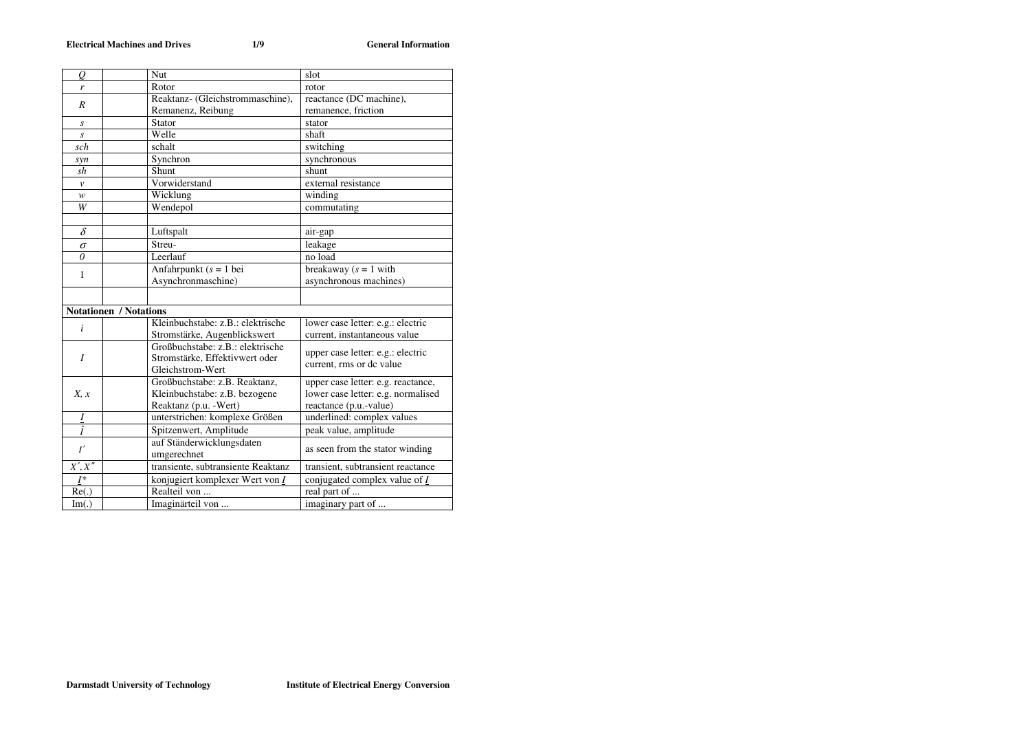| | | | |
|---|---|---|---|
| $Q$ | | Nut | slot |
| $r$ | | Rotor | rotor |
| $R$ | | Reaktanz- (Gleichstrommaschine), Remanenz, Reibung | reactance (DC machine), remanence, friction |
| $s$ | | Stator | stator |
| $s$ | | Welle | shaft |
| $sch$ | | schalt | switching |
| $syn$ | | Synchron | synchronous |
| $sh$ | | Shunt | shunt |
| $v$ | | Vorwiderstand | external resistance |
| $w$ | | Wicklung | winding |
| $W$ | | Wendepol | commutating |
| | | | |
| $\delta$ | | Luftspalt | air-gap |
| $\sigma$ | | Streu- | leakage |
| $0$ | | Leerlauf | no load |
| 1 | | Anfahrpunkt ($s = 1$ bei Asynchronmaschine) | breakaway ($s = 1$ with asynchronous machines) |
| | | | |
| **Notationen / Notations** | | | |
| $i$ | | Kleinbuchstabe: z.B.: elektrische Stromstärke, Augenblickswert | lower case letter: e.g.: electric current, instantaneous value |
| $I$ | | Großbuchstabe: z.B.: elektrische Stromstärke, Effektivwert oder Gleichstrom-Wert | upper case letter: e.g.: electric current, rms or dc value |
| $X$, $x$ | | Großbuchstabe: z.B. Reaktanz, Kleinbuchstabe: z.B. bezogene Reaktanz (p.u. -Wert) | upper case letter: e.g. reactance, lower case letter: e.g. normalised reactance (p.u.-value) |
| $\underline{I}$ | | unterstrichen: komplexe Größen | underlined: complex values |
| $\hat{I}$ | | Spitzenwert, Amplitude | peak value, amplitude |
| $I'$ | | auf Ständerwicklungsdaten umgerechnet | as seen from the stator winding |
| $X'$, $X''$ | | transiente, subtransiente Reaktanz | transient, subtransient reactance |
| $\underline{I}^*$ | | konjugiert komplexer Wert von $\underline{I}$ | conjugated complex value of $\underline{I}$ |
| Re(.) | | Realteil von ... | real part of ... |
| Im(.) | | Imaginärteil von ... | imaginary part of ... |